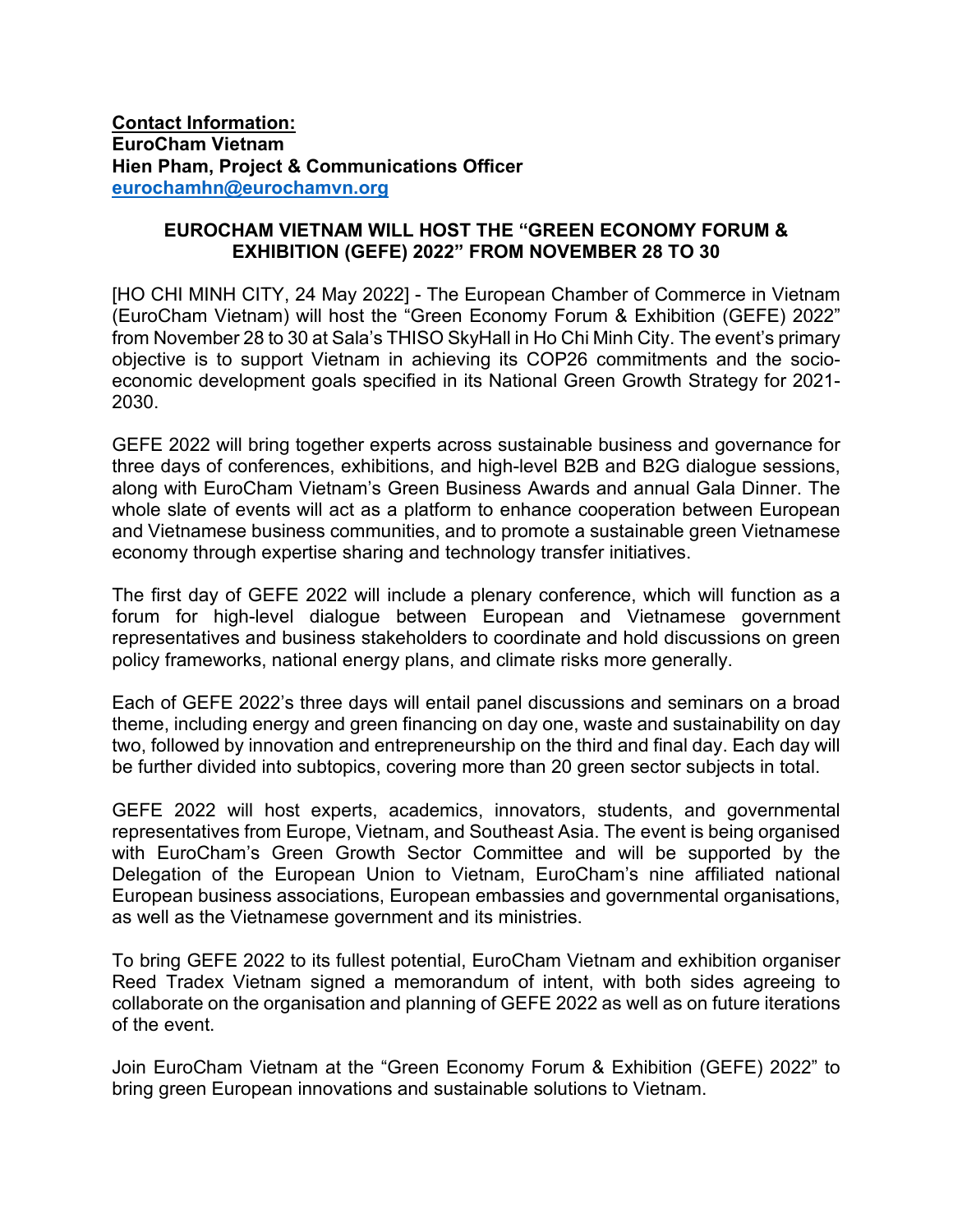**Contact Information:**
**EuroCham Vietnam**
**Hien Pham, Project & Communications Officer**
**eurochamhn@eurochamvn.org**

# EUROCHAM VIETNAM WILL HOST THE "GREEN ECONOMY FORUM & EXHIBITION (GEFE) 2022" FROM NOVEMBER 28 TO 30

[HO CHI MINH CITY, 24 May 2022] - The European Chamber of Commerce in Vietnam (EuroCham Vietnam) will host the "Green Economy Forum & Exhibition (GEFE) 2022" from November 28 to 30 at Sala's THISO SkyHall in Ho Chi Minh City. The event's primary objective is to support Vietnam in achieving its COP26 commitments and the socio-economic development goals specified in its National Green Growth Strategy for 2021-2030.

GEFE 2022 will bring together experts across sustainable business and governance for three days of conferences, exhibitions, and high-level B2B and B2G dialogue sessions, along with EuroCham Vietnam's Green Business Awards and annual Gala Dinner. The whole slate of events will act as a platform to enhance cooperation between European and Vietnamese business communities, and to promote a sustainable green Vietnamese economy through expertise sharing and technology transfer initiatives.

The first day of GEFE 2022 will include a plenary conference, which will function as a forum for high-level dialogue between European and Vietnamese government representatives and business stakeholders to coordinate and hold discussions on green policy frameworks, national energy plans, and climate risks more generally.

Each of GEFE 2022's three days will entail panel discussions and seminars on a broad theme, including energy and green financing on day one, waste and sustainability on day two, followed by innovation and entrepreneurship on the third and final day. Each day will be further divided into subtopics, covering more than 20 green sector subjects in total.

GEFE 2022 will host experts, academics, innovators, students, and governmental representatives from Europe, Vietnam, and Southeast Asia. The event is being organised with EuroCham's Green Growth Sector Committee and will be supported by the Delegation of the European Union to Vietnam, EuroCham's nine affiliated national European business associations, European embassies and governmental organisations, as well as the Vietnamese government and its ministries.

To bring GEFE 2022 to its fullest potential, EuroCham Vietnam and exhibition organiser Reed Tradex Vietnam signed a memorandum of intent, with both sides agreeing to collaborate on the organisation and planning of GEFE 2022 as well as on future iterations of the event.

Join EuroCham Vietnam at the "Green Economy Forum & Exhibition (GEFE) 2022" to bring green European innovations and sustainable solutions to Vietnam.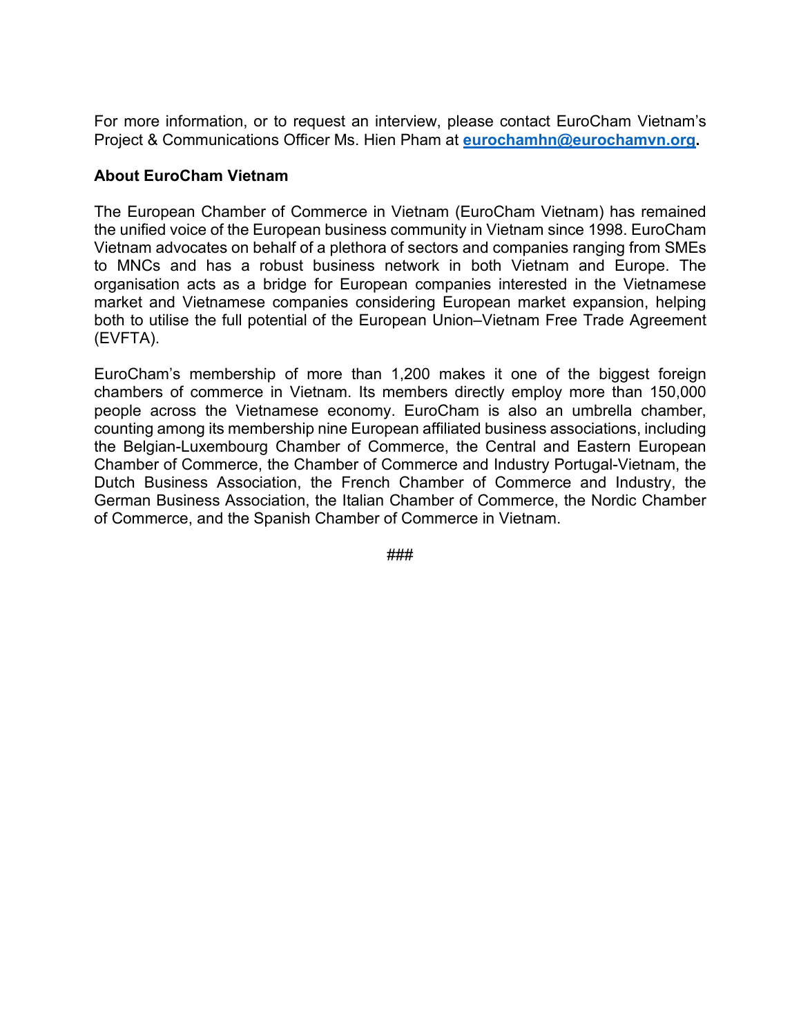For more information, or to request an interview, please contact EuroCham Vietnam's Project & Communications Officer Ms. Hien Pham at **eurochamhn@eurochamvn.org.**

**About EuroCham Vietnam**

The European Chamber of Commerce in Vietnam (EuroCham Vietnam) has remained the unified voice of the European business community in Vietnam since 1998. EuroCham Vietnam advocates on behalf of a plethora of sectors and companies ranging from SMEs to MNCs and has a robust business network in both Vietnam and Europe. The organisation acts as a bridge for European companies interested in the Vietnamese market and Vietnamese companies considering European market expansion, helping both to utilise the full potential of the European Union–Vietnam Free Trade Agreement (EVFTA).

EuroCham's membership of more than 1,200 makes it one of the biggest foreign chambers of commerce in Vietnam. Its members directly employ more than 150,000 people across the Vietnamese economy. EuroCham is also an umbrella chamber, counting among its membership nine European affiliated business associations, including the Belgian-Luxembourg Chamber of Commerce, the Central and Eastern European Chamber of Commerce, the Chamber of Commerce and Industry Portugal-Vietnam, the Dutch Business Association, the French Chamber of Commerce and Industry, the German Business Association, the Italian Chamber of Commerce, the Nordic Chamber of Commerce, and the Spanish Chamber of Commerce in Vietnam.

###